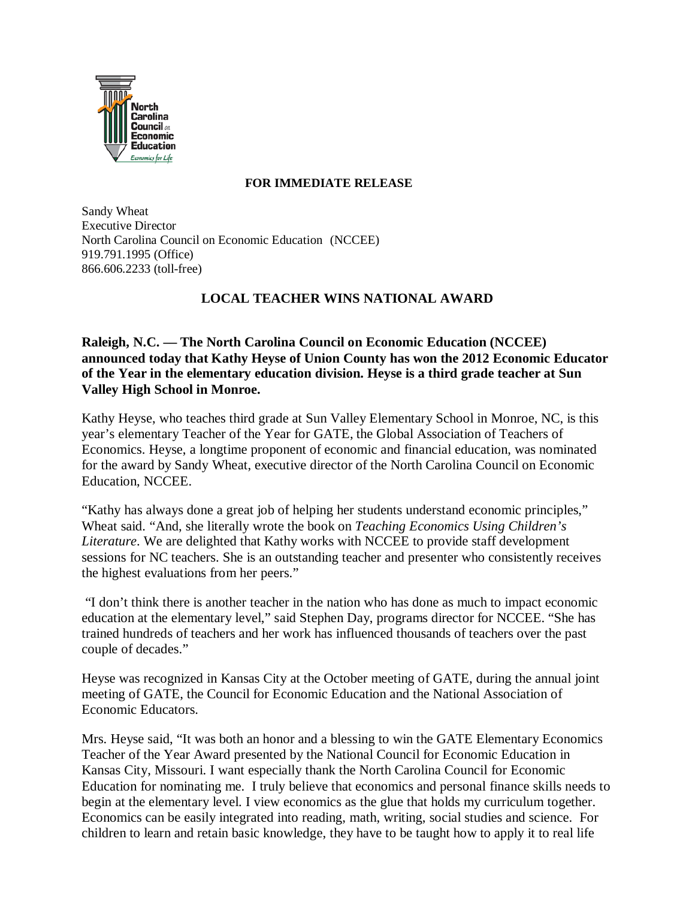**FOR IMMEDIATE RELEASE**

Sandy Wheat
Executive Director
North Carolina Council on Economic Education (NCCEE)
919.791.1995 (Office)
866.606.2233 (toll-free)

# LOCAL TEACHER WINS NATIONAL AWARD

**Raleigh, N.C. — The North Carolina Council on Economic Education (NCCEE) announced today that Kathy Heyse of Union County has won the 2012 Economic Educator of the Year in the elementary education division. Heyse is a third grade teacher at Sun Valley High School in Monroe.**

Kathy Heyse, who teaches third grade at Sun Valley Elementary School in Monroe, NC, is this year's elementary Teacher of the Year for GATE, the Global Association of Teachers of Economics. Heyse, a longtime proponent of economic and financial education, was nominated for the award by Sandy Wheat, executive director of the North Carolina Council on Economic Education, NCCEE.

"Kathy has always done a great job of helping her students understand economic principles," Wheat said. "And, she literally wrote the book on *Teaching Economics Using Children's Literature*. We are delighted that Kathy works with NCCEE to provide staff development sessions for NC teachers. She is an outstanding teacher and presenter who consistently receives the highest evaluations from her peers."

"I don't think there is another teacher in the nation who has done as much to impact economic education at the elementary level," said Stephen Day, programs director for NCCEE. "She has trained hundreds of teachers and her work has influenced thousands of teachers over the past couple of decades."

Heyse was recognized in Kansas City at the October meeting of GATE, during the annual joint meeting of GATE, the Council for Economic Education and the National Association of Economic Educators.

Mrs. Heyse said, "It was both an honor and a blessing to win the GATE Elementary Economics Teacher of the Year Award presented by the National Council for Economic Education in Kansas City, Missouri. I want especially thank the North Carolina Council for Economic Education for nominating me. I truly believe that economics and personal finance skills needs to begin at the elementary level. I view economics as the glue that holds my curriculum together. Economics can be easily integrated into reading, math, writing, social studies and science. For children to learn and retain basic knowledge, they have to be taught how to apply it to real life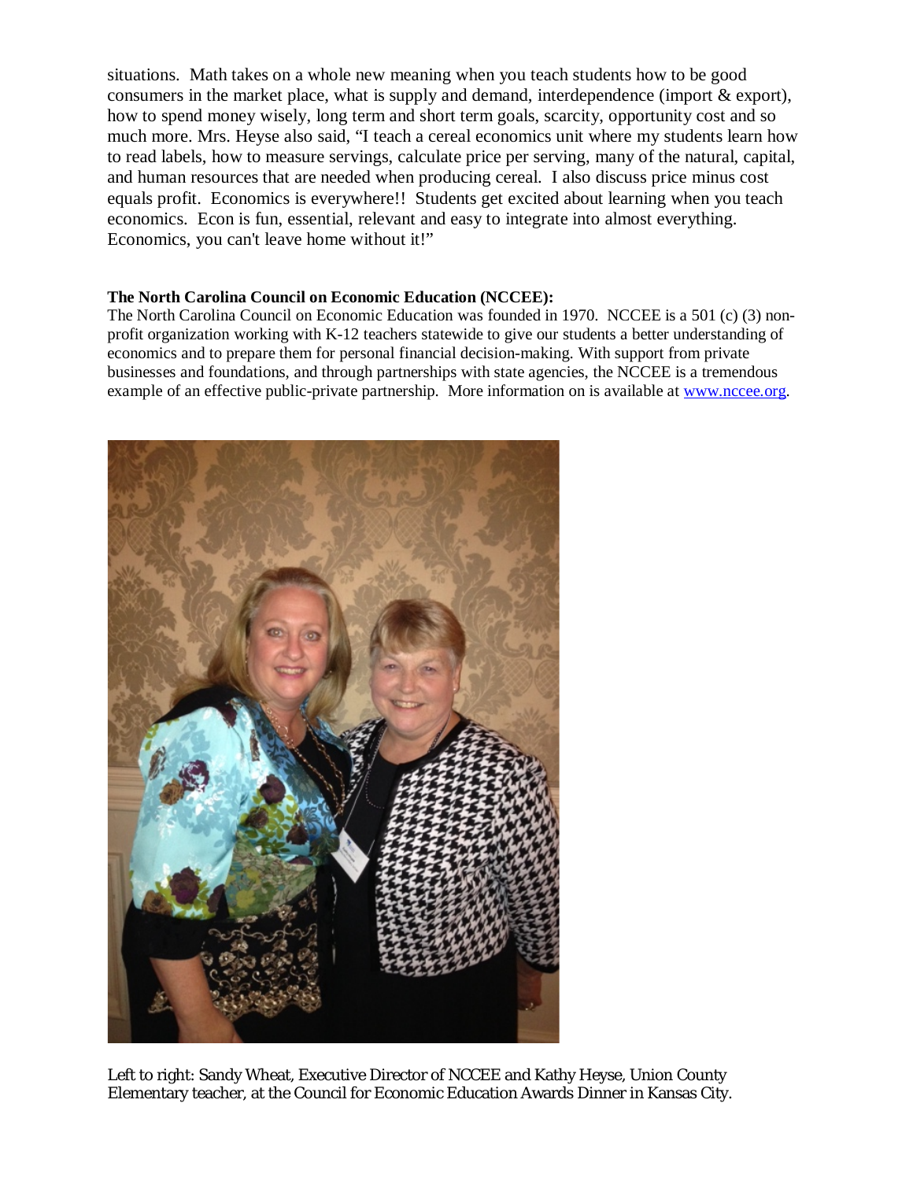situations. Math takes on a whole new meaning when you teach students how to be good consumers in the market place, what is supply and demand, interdependence (import & export), how to spend money wisely, long term and short term goals, scarcity, opportunity cost and so much more. Mrs. Heyse also said, "I teach a cereal economics unit where my students learn how to read labels, how to measure servings, calculate price per serving, many of the natural, capital, and human resources that are needed when producing cereal. I also discuss price minus cost equals profit. Economics is everywhere!! Students get excited about learning when you teach economics. Econ is fun, essential, relevant and easy to integrate into almost everything. Economics, you can't leave home without it!"

**The North Carolina Council on Economic Education (NCCEE):**
The North Carolina Council on Economic Education was founded in 1970. NCCEE is a 501 (c) (3) non-profit organization working with K-12 teachers statewide to give our students a better understanding of economics and to prepare them for personal financial decision-making. With support from private businesses and foundations, and through partnerships with state agencies, the NCCEE is a tremendous example of an effective public-private partnership. More information on is available at [www.nccee.org](www.nccee.org).

Left to right: Sandy Wheat, Executive Director of NCCEE and Kathy Heyse, Union County Elementary teacher, at the Council for Economic Education Awards Dinner in Kansas City.